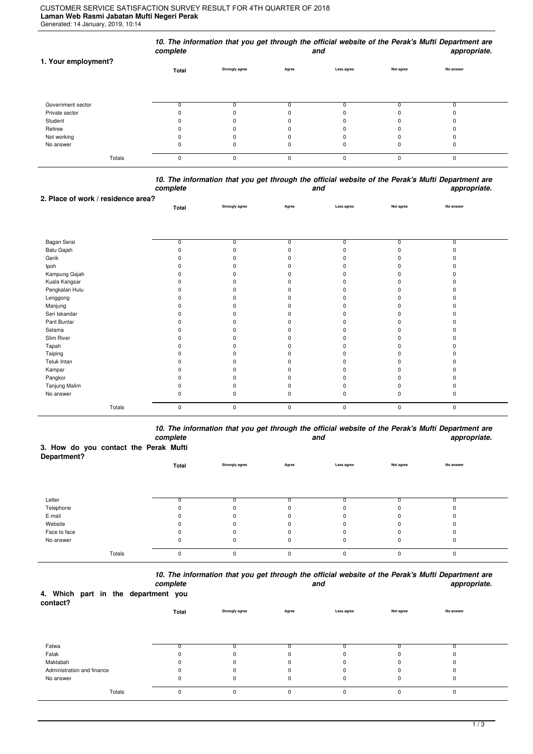CUSTOMER SERVICE SATISFACTION SURVEY RESULT FOR 4TH QUARTER OF 2018
**Laman Web Rasmi Jabatan Mufti Negeri Perak**
Generated: 14 January, 2019, 10:14

***10. The information that you get through the official website of the Perak's Mufti Department are complete and appropriate.***

| **1. Your employment?** | **Total** | **Strongly agree** | **Agree** | **Less agree** | **Not agree** | **No answer** |
|---|---|---|---|---|---|---|
| Government sector | 0 | 0 | 0 | 0 | 0 | 0 |
| Private sector | 0 | 0 | 0 | 0 | 0 | 0 |
| Student | 0 | 0 | 0 | 0 | 0 | 0 |
| Retiree | 0 | 0 | 0 | 0 | 0 | 0 |
| Not working | 0 | 0 | 0 | 0 | 0 | 0 |
| No answer | 0 | 0 | 0 | 0 | 0 | 0 |
| Totals | 0 | 0 | 0 | 0 | 0 | 0 |

***10. The information that you get through the official website of the Perak's Mufti Department are complete and appropriate.***

| **2. Place of work / residence area?** | **Total** | **Strongly agree** | **Agree** | **Less agree** | **Not agree** | **No answer** |
|---|---|---|---|---|---|---|
| Bagan Serai | 0 | 0 | 0 | 0 | 0 | 0 |
| Batu Gajah | 0 | 0 | 0 | 0 | 0 | 0 |
| Gerik | 0 | 0 | 0 | 0 | 0 | 0 |
| Ipoh | 0 | 0 | 0 | 0 | 0 | 0 |
| Kampung Gajah | 0 | 0 | 0 | 0 | 0 | 0 |
| Kuala Kangsar | 0 | 0 | 0 | 0 | 0 | 0 |
| Pengkalan Hulu | 0 | 0 | 0 | 0 | 0 | 0 |
| Lenggong | 0 | 0 | 0 | 0 | 0 | 0 |
| Manjung | 0 | 0 | 0 | 0 | 0 | 0 |
| Seri Iskandar | 0 | 0 | 0 | 0 | 0 | 0 |
| Parit Buntar | 0 | 0 | 0 | 0 | 0 | 0 |
| Selama | 0 | 0 | 0 | 0 | 0 | 0 |
| Slim River | 0 | 0 | 0 | 0 | 0 | 0 |
| Tapah | 0 | 0 | 0 | 0 | 0 | 0 |
| Taiping | 0 | 0 | 0 | 0 | 0 | 0 |
| Teluk Intan | 0 | 0 | 0 | 0 | 0 | 0 |
| Kampar | 0 | 0 | 0 | 0 | 0 | 0 |
| Pangkor | 0 | 0 | 0 | 0 | 0 | 0 |
| Tanjung Malim | 0 | 0 | 0 | 0 | 0 | 0 |
| No answer | 0 | 0 | 0 | 0 | 0 | 0 |
| Totals | 0 | 0 | 0 | 0 | 0 | 0 |

***10. The information that you get through the official website of the Perak's Mufti Department are complete and appropriate.***

| **3. How do you contact the Perak Mufti Department?** | **Total** | **Strongly agree** | **Agree** | **Less agree** | **Not agree** | **No answer** |
|---|---|---|---|---|---|---|
| Letter | 0 | 0 | 0 | 0 | 0 | 0 |
| Telephone | 0 | 0 | 0 | 0 | 0 | 0 |
| E-mail | 0 | 0 | 0 | 0 | 0 | 0 |
| Website | 0 | 0 | 0 | 0 | 0 | 0 |
| Face to face | 0 | 0 | 0 | 0 | 0 | 0 |
| No answer | 0 | 0 | 0 | 0 | 0 | 0 |
| Totals | 0 | 0 | 0 | 0 | 0 | 0 |

***10. The information that you get through the official website of the Perak's Mufti Department are complete and appropriate.***

| **4. Which part in the department you contact?** | **Total** | **Strongly agree** | **Agree** | **Less agree** | **Not agree** | **No answer** |
|---|---|---|---|---|---|---|
| Fatwa | 0 | 0 | 0 | 0 | 0 | 0 |
| Falak | 0 | 0 | 0 | 0 | 0 | 0 |
| Maktabah | 0 | 0 | 0 | 0 | 0 | 0 |
| Administration and finance | 0 | 0 | 0 | 0 | 0 | 0 |
| No answer | 0 | 0 | 0 | 0 | 0 | 0 |
| Totals | 0 | 0 | 0 | 0 | 0 | 0 |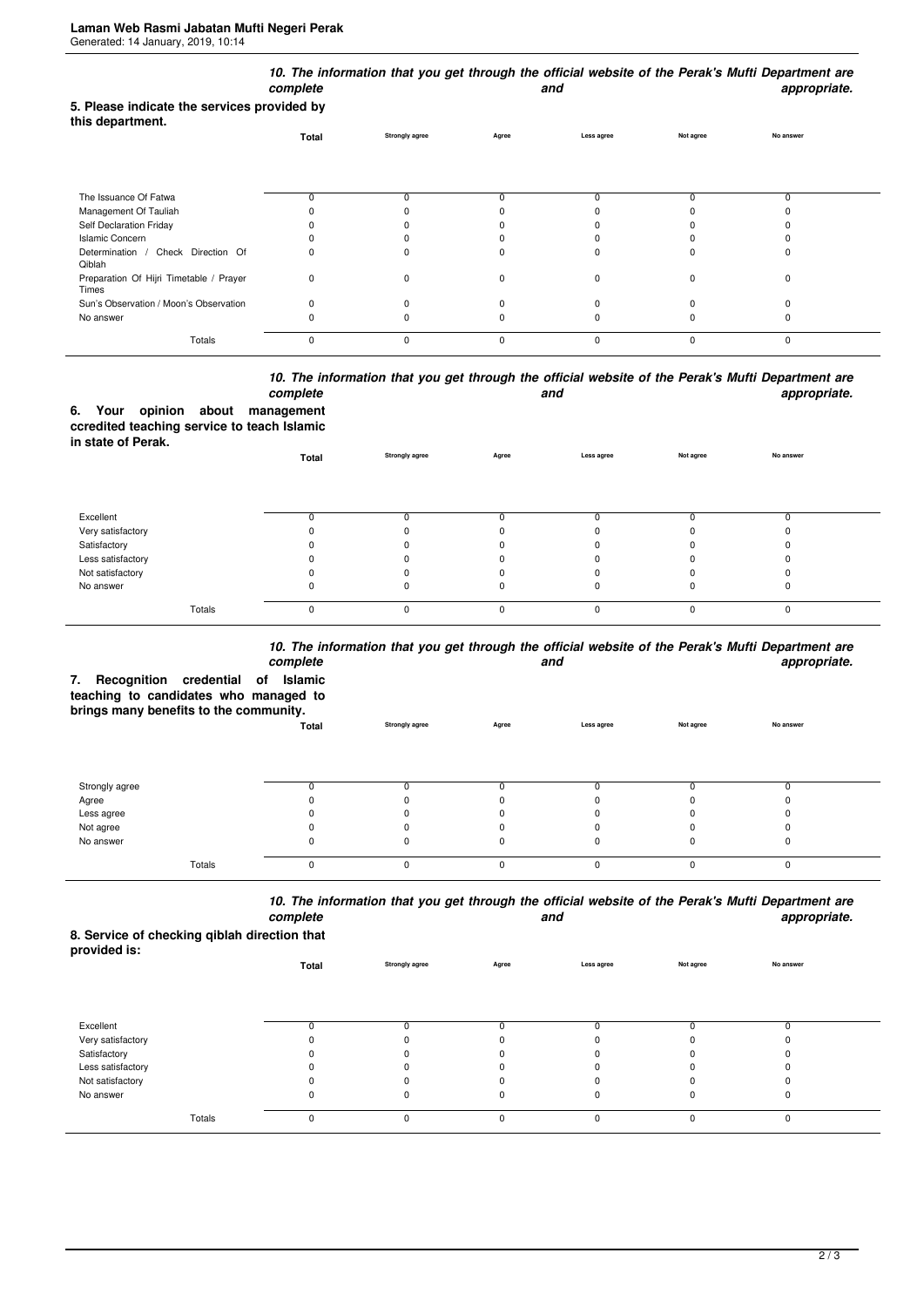### 5. Please indicate the services provided by this department.

| | Total | 10. The information that you get through the official website of the Perak's Mufti Department are complete and appropriate. Strongly agree | Agree | Less agree | Not agree | No answer |
|---|---|---|---|---|---|---|
| The Issuance Of Fatwa | 0 | 0 | 0 | 0 | 0 | 0 |
| Management Of Tauliah | 0 | 0 | 0 | 0 | 0 | 0 |
| Self Declaration Friday | 0 | 0 | 0 | 0 | 0 | 0 |
| Islamic Concern | 0 | 0 | 0 | 0 | 0 | 0 |
| Determination / Check Direction Of Qiblah | 0 | 0 | 0 | 0 | 0 | 0 |
| Preparation Of Hijri Timetable / Prayer Times | 0 | 0 | 0 | 0 | 0 | 0 |
| Sun's Observation / Moon's Observation | 0 | 0 | 0 | 0 | 0 | 0 |
| No answer | 0 | 0 | 0 | 0 | 0 | 0 |
| Totals | 0 | 0 | 0 | 0 | 0 | 0 |

### 6. Your opinion about management ccredited teaching service to teach Islamic in state of Perak.

| | Total | 10. The information that you get through the official website of the Perak's Mufti Department are complete and appropriate. Strongly agree | Agree | Less agree | Not agree | No answer |
|---|---|---|---|---|---|---|
| Excellent | 0 | 0 | 0 | 0 | 0 | 0 |
| Very satisfactory | 0 | 0 | 0 | 0 | 0 | 0 |
| Satisfactory | 0 | 0 | 0 | 0 | 0 | 0 |
| Less satisfactory | 0 | 0 | 0 | 0 | 0 | 0 |
| Not satisfactory | 0 | 0 | 0 | 0 | 0 | 0 |
| No answer | 0 | 0 | 0 | 0 | 0 | 0 |
| Totals | 0 | 0 | 0 | 0 | 0 | 0 |

### 7. Recognition credential of Islamic teaching to candidates who managed to brings many benefits to the community.

| | Total | 10. The information that you get through the official website of the Perak's Mufti Department are complete and appropriate. Strongly agree | Agree | Less agree | Not agree | No answer |
|---|---|---|---|---|---|---|
| Strongly agree | 0 | 0 | 0 | 0 | 0 | 0 |
| Agree | 0 | 0 | 0 | 0 | 0 | 0 |
| Less agree | 0 | 0 | 0 | 0 | 0 | 0 |
| Not agree | 0 | 0 | 0 | 0 | 0 | 0 |
| No answer | 0 | 0 | 0 | 0 | 0 | 0 |
| Totals | 0 | 0 | 0 | 0 | 0 | 0 |

### 8. Service of checking qiblah direction that provided is:

| | Total | 10. The information that you get through the official website of the Perak's Mufti Department are complete and appropriate. Strongly agree | Agree | Less agree | Not agree | No answer |
|---|---|---|---|---|---|---|
| Excellent | 0 | 0 | 0 | 0 | 0 | 0 |
| Very satisfactory | 0 | 0 | 0 | 0 | 0 | 0 |
| Satisfactory | 0 | 0 | 0 | 0 | 0 | 0 |
| Less satisfactory | 0 | 0 | 0 | 0 | 0 | 0 |
| Not satisfactory | 0 | 0 | 0 | 0 | 0 | 0 |
| No answer | 0 | 0 | 0 | 0 | 0 | 0 |
| Totals | 0 | 0 | 0 | 0 | 0 | 0 |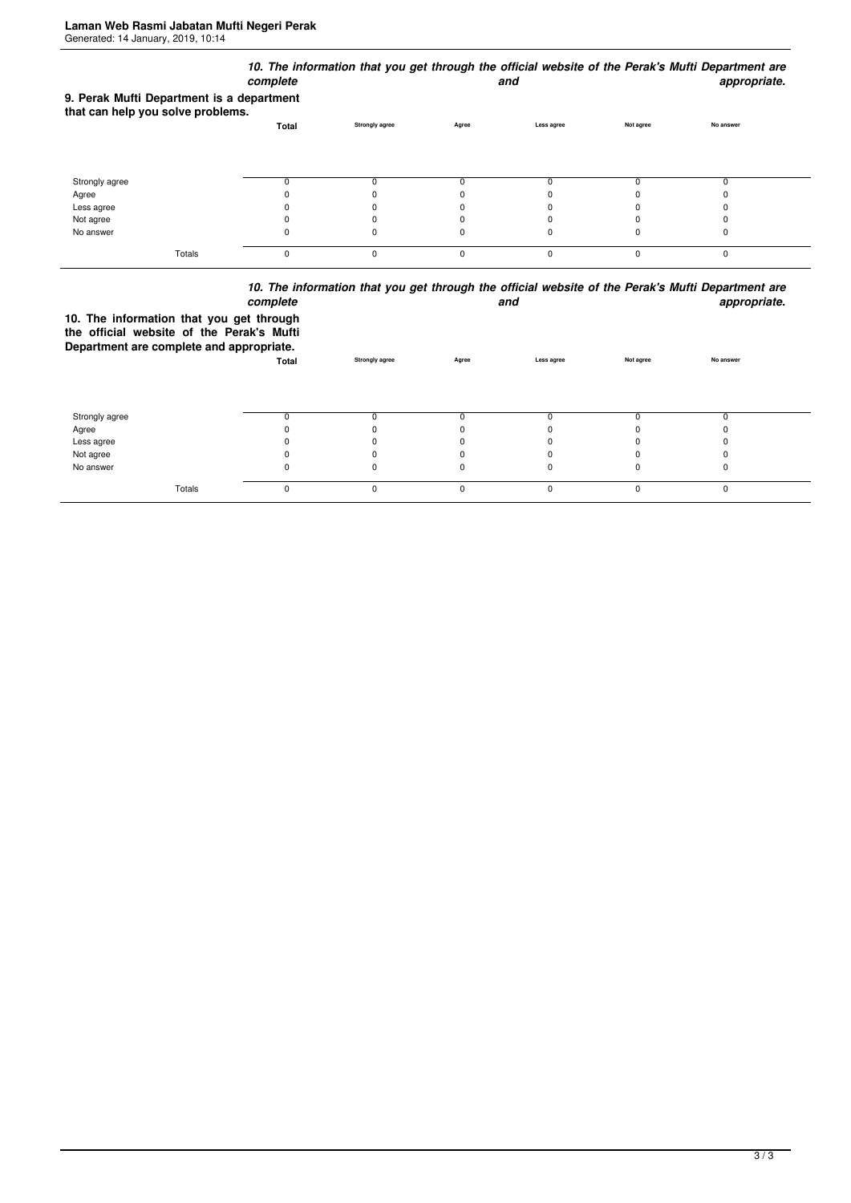| 9. Perak Mufti Department is a department that can help you solve problems. | Total | *10. The information that you get through the official website of the Perak's Mufti Department are complete and appropriate.* | | | | |
|---|---|---|---|---|---|---|
| | | Strongly agree | Agree | Less agree | Not agree | No answer |
| Strongly agree | 0 | 0 | 0 | 0 | 0 | 0 |
| Agree | 0 | 0 | 0 | 0 | 0 | 0 |
| Less agree | 0 | 0 | 0 | 0 | 0 | 0 |
| Not agree | 0 | 0 | 0 | 0 | 0 | 0 |
| No answer | 0 | 0 | 0 | 0 | 0 | 0 |
| Totals | 0 | 0 | 0 | 0 | 0 | 0 |

| 10. The information that you get through the official website of the Perak's Mufti Department are complete and appropriate. | Total | *10. The information that you get through the official website of the Perak's Mufti Department are complete and appropriate.* | | | | |
|---|---|---|---|---|---|---|
| | | Strongly agree | Agree | Less agree | Not agree | No answer |
| Strongly agree | 0 | 0 | 0 | 0 | 0 | 0 |
| Agree | 0 | 0 | 0 | 0 | 0 | 0 |
| Less agree | 0 | 0 | 0 | 0 | 0 | 0 |
| Not agree | 0 | 0 | 0 | 0 | 0 | 0 |
| No answer | 0 | 0 | 0 | 0 | 0 | 0 |
| Totals | 0 | 0 | 0 | 0 | 0 | 0 |